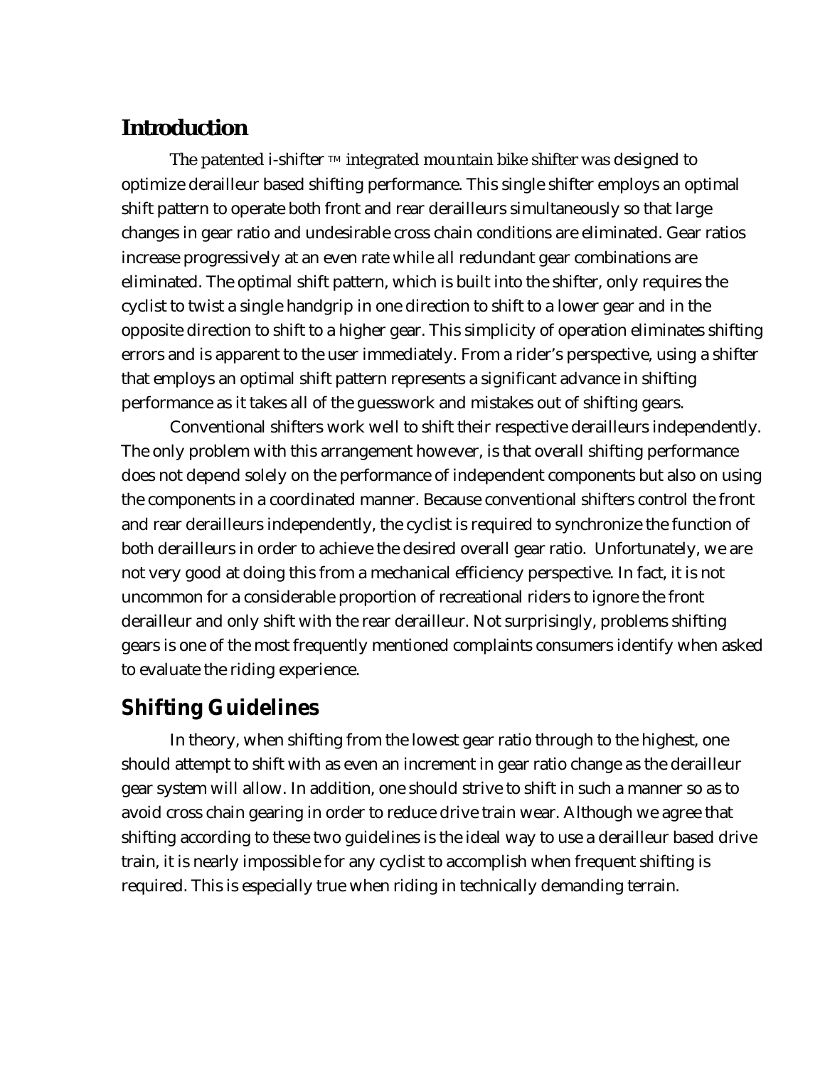## Introduction

The patented i-shifter ™ integrated mountain bike shifter was designed to optimize derailleur based shifting performance. This single shifter employs an optimal shift pattern to operate both front and rear derailleurs simultaneously so that large changes in gear ratio and undesirable cross chain conditions are eliminated. Gear ratios increase progressively at an even rate while all redundant gear combinations are eliminated. The optimal shift pattern, which is built into the shifter, only requires the cyclist to twist a single handgrip in one direction to shift to a lower gear and in the opposite direction to shift to a higher gear. This simplicity of operation eliminates shifting errors and is apparent to the user immediately. From a rider's perspective, using a shifter that employs an optimal shift pattern represents a significant advance in shifting performance as it takes all of the guesswork and mistakes out of shifting gears.

Conventional shifters work well to shift their respective derailleurs independently. The only problem with this arrangement however, is that overall shifting performance does not depend solely on the performance of independent components but also on using the components in a coordinated manner. Because conventional shifters control the front and rear derailleurs independently, the cyclist is required to synchronize the function of both derailleurs in order to achieve the desired overall gear ratio. Unfortunately, we are not very good at doing this from a mechanical efficiency perspective. In fact, it is not uncommon for a considerable proportion of recreational riders to ignore the front derailleur and only shift with the rear derailleur. Not surprisingly, problems shifting gears is one of the most frequently mentioned complaints consumers identify when asked to evaluate the riding experience.

## Shifting Guidelines

In theory, when shifting from the lowest gear ratio through to the highest, one should attempt to shift with as even an increment in gear ratio change as the derailleur gear system will allow. In addition, one should strive to shift in such a manner so as to avoid cross chain gearing in order to reduce drive train wear. Although we agree that shifting according to these two guidelines is the ideal way to use a derailleur based drive train, it is nearly impossible for any cyclist to accomplish when frequent shifting is required. This is especially true when riding in technically demanding terrain.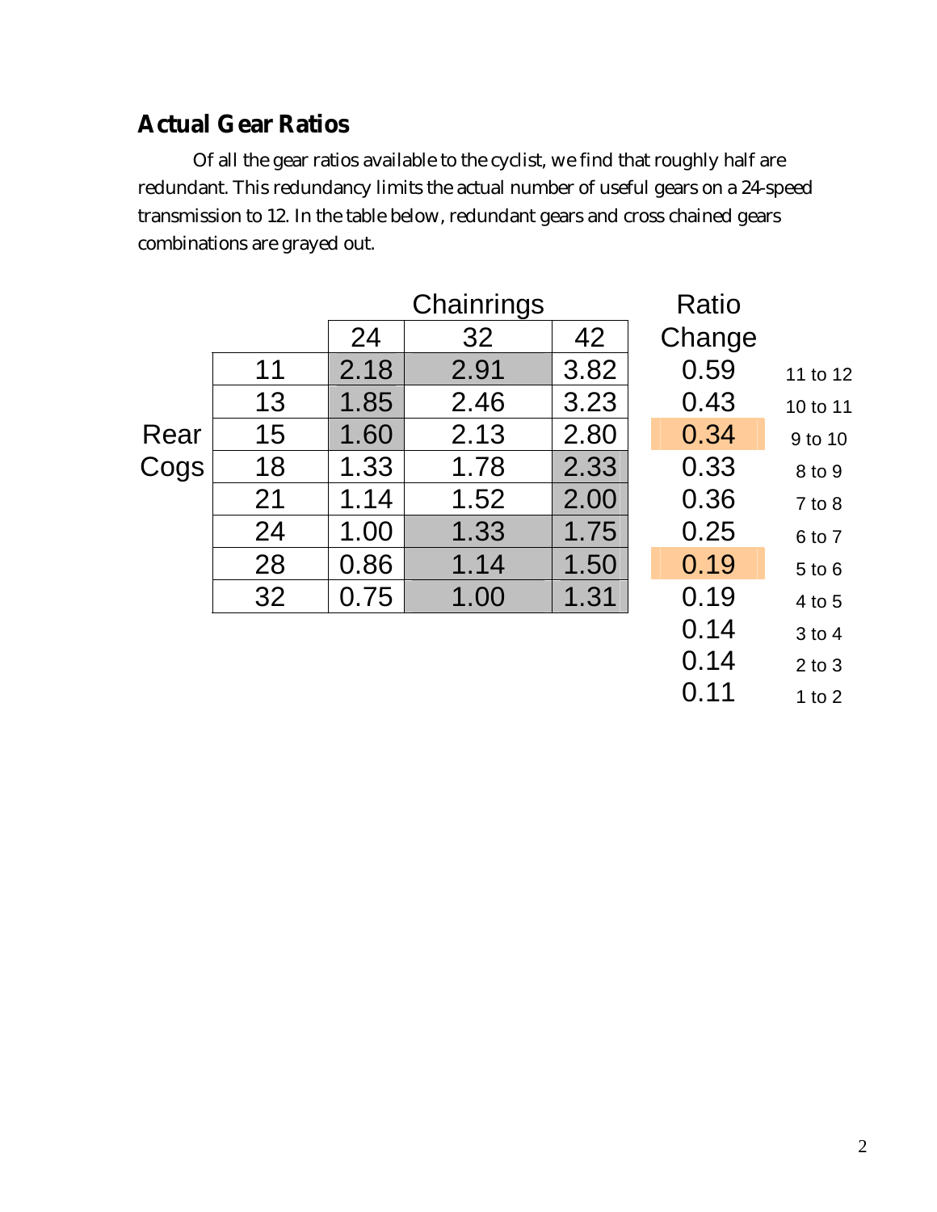## Actual Gear Ratios

Of all the gear ratios available to the cyclist, we find that roughly half are redundant. This redundancy limits the actual number of useful gears on a 24-speed transmission to 12. In the table below, redundant gears and cross chained gears combinations are grayed out.

| | | Chainrings | | | Ratio Change | |
|---|---|---|---|---|---|---|
| | | 24 | 32 | 42 | | |
| Rear Cogs | 11 | 2.18 | 2.91 | 3.82 | 0.59 | 11 to 12 |
| | 13 | 1.85 | 2.46 | 3.23 | 0.43 | 10 to 11 |
| | 15 | 1.60 | 2.13 | 2.80 | 0.34 | 9 to 10 |
| | 18 | 1.33 | 1.78 | 2.33 | 0.33 | 8 to 9 |
| | 21 | 1.14 | 1.52 | 2.00 | 0.36 | 7 to 8 |
| | 24 | 1.00 | 1.33 | 1.75 | 0.25 | 6 to 7 |
| | 28 | 0.86 | 1.14 | 1.50 | 0.19 | 5 to 6 |
| | 32 | 0.75 | 1.00 | 1.31 | 0.19 | 4 to 5 |
| | | | | | 0.14 | 3 to 4 |
| | | | | | 0.14 | 2 to 3 |
| | | | | | 0.11 | 1 to 2 |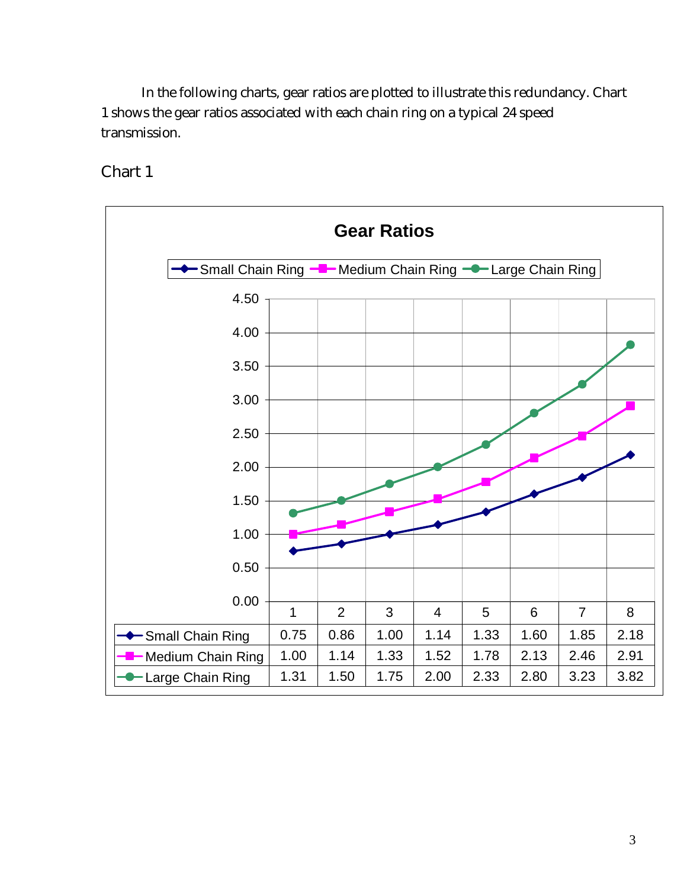In the following charts, gear ratios are plotted to illustrate this redundancy. Chart 1 shows the gear ratios associated with each chain ring on a typical 24 speed transmission.

Chart 1

**Gear Ratios**

| | 1 | 2 | 3 | 4 | 5 | 6 | 7 | 8 |
|---|---|---|---|---|---|---|---|---|
| Small Chain Ring | 0.75 | 0.86 | 1.00 | 1.14 | 1.33 | 1.60 | 1.85 | 2.18 |
| Medium Chain Ring | 1.00 | 1.14 | 1.33 | 1.52 | 1.78 | 2.13 | 2.46 | 2.91 |
| Large Chain Ring | 1.31 | 1.50 | 1.75 | 2.00 | 2.33 | 2.80 | 3.23 | 3.82 |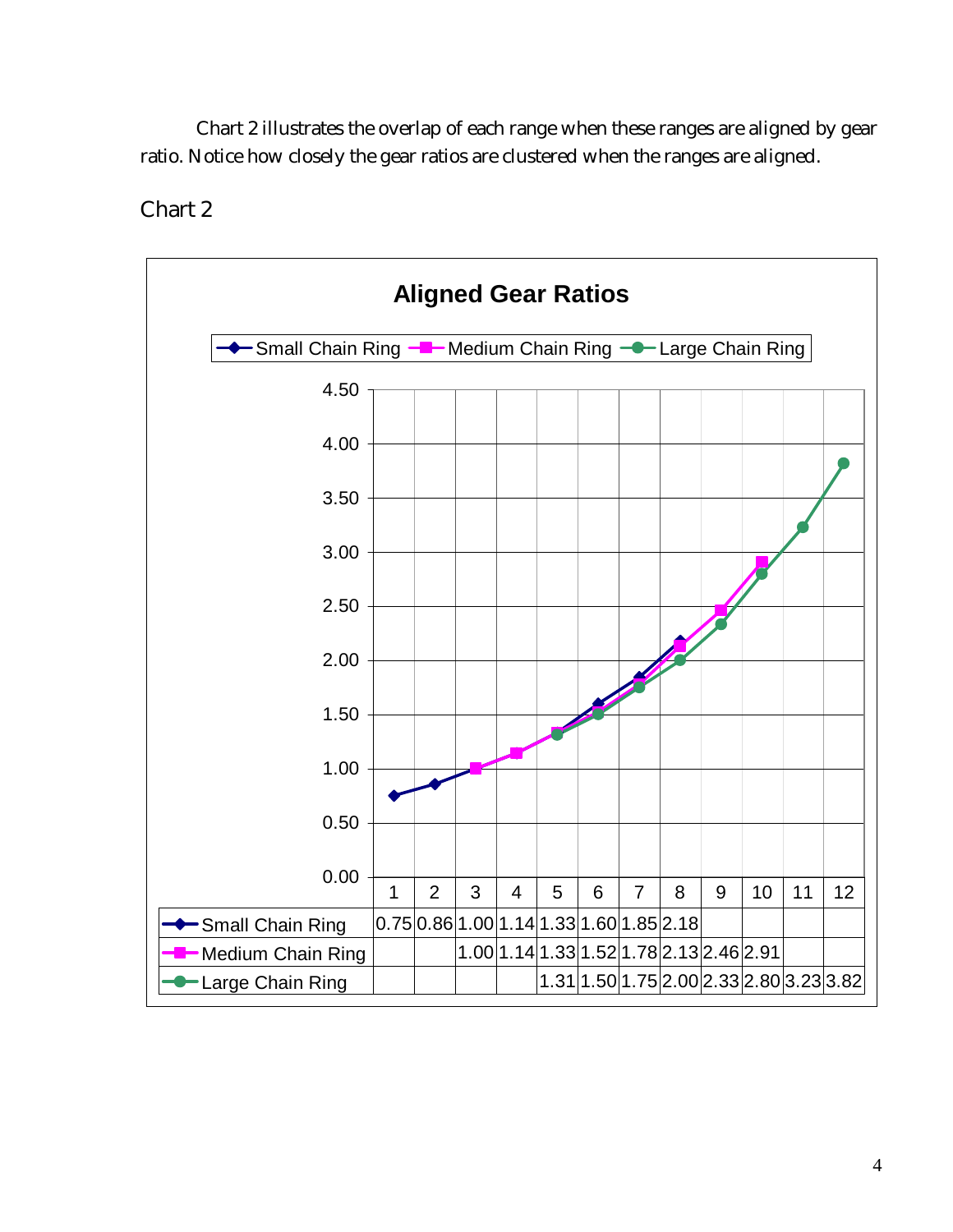Chart 2 illustrates the overlap of each range when these ranges are aligned by gear ratio. Notice how closely the gear ratios are clustered when the ranges are aligned.

Chart 2

**Aligned Gear Ratios**

| | 1 | 2 | 3 | 4 | 5 | 6 | 7 | 8 | 9 | 10 | 11 | 12 |
|---|---|---|---|---|---|---|---|---|---|---|---|---|
| Small Chain Ring | 0.75 | 0.86 | 1.00 | 1.14 | 1.33 | 1.60 | 1.85 | 2.18 | | | | |
| Medium Chain Ring | | | 1.00 | 1.14 | 1.33 | 1.52 | 1.78 | 2.13 | 2.46 | 2.91 | | |
| Large Chain Ring | | | | | 1.31 | 1.50 | 1.75 | 2.00 | 2.33 | 2.80 | 3.23 | 3.82 |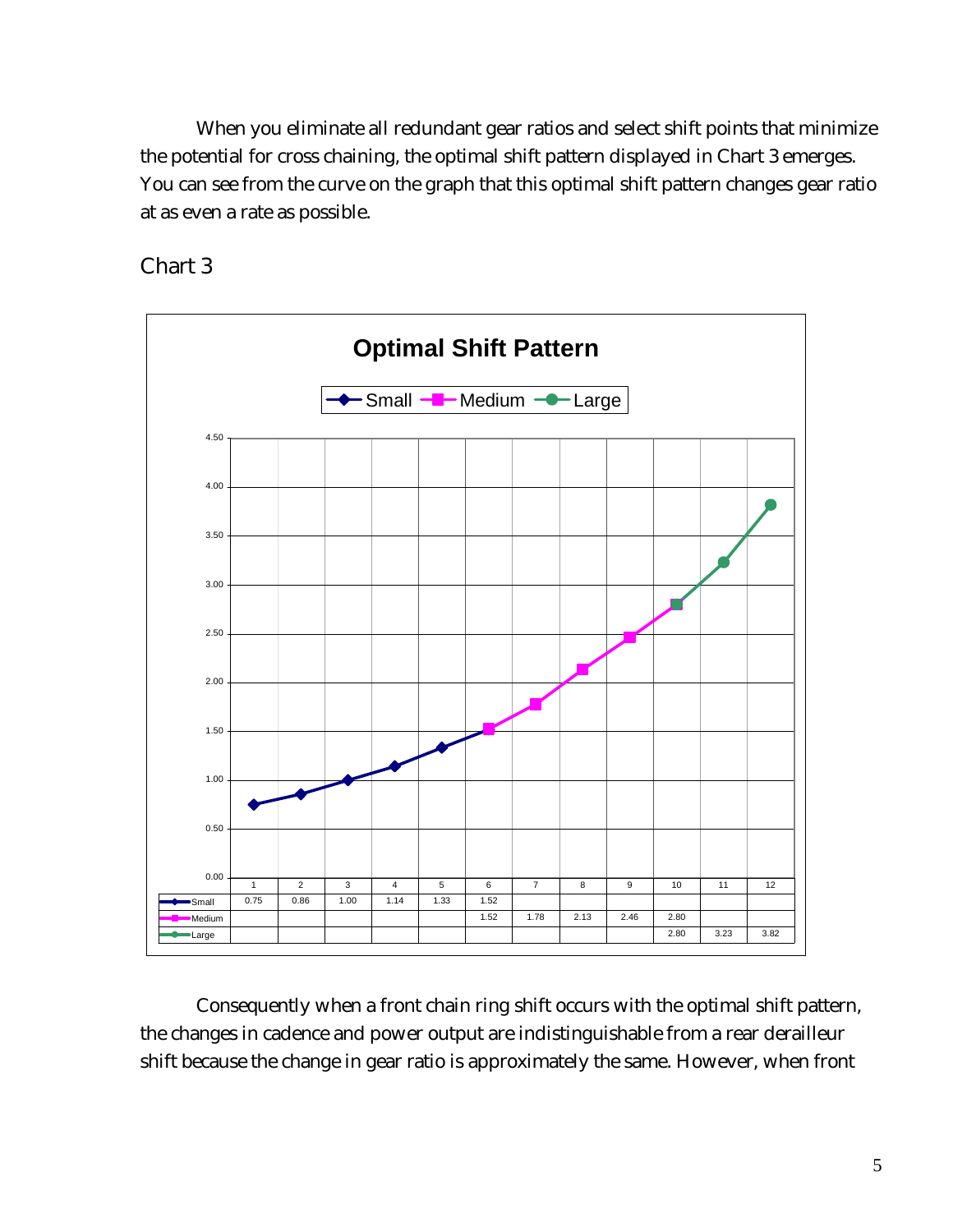When you eliminate all redundant gear ratios and select shift points that minimize the potential for cross chaining, the optimal shift pattern displayed in Chart 3 emerges. You can see from the curve on the graph that this optimal shift pattern changes gear ratio at as even a rate as possible.

## Chart 3

**Optimal Shift Pattern**

| | 1 | 2 | 3 | 4 | 5 | 6 | 7 | 8 | 9 | 10 | 11 | 12 |
|---|---|---|---|---|---|---|---|---|---|---|---|---|
| Small | 0.75 | 0.86 | 1.00 | 1.14 | 1.33 | 1.52 | | | | | | |
| Medium | | | | | | 1.52 | 1.78 | 2.13 | 2.46 | 2.80 | | |
| Large | | | | | | | | | | 2.80 | 3.23 | 3.82 |

Consequently when a front chain ring shift occurs with the optimal shift pattern, the changes in cadence and power output are indistinguishable from a rear derailleur shift because the change in gear ratio is approximately the same. However, when front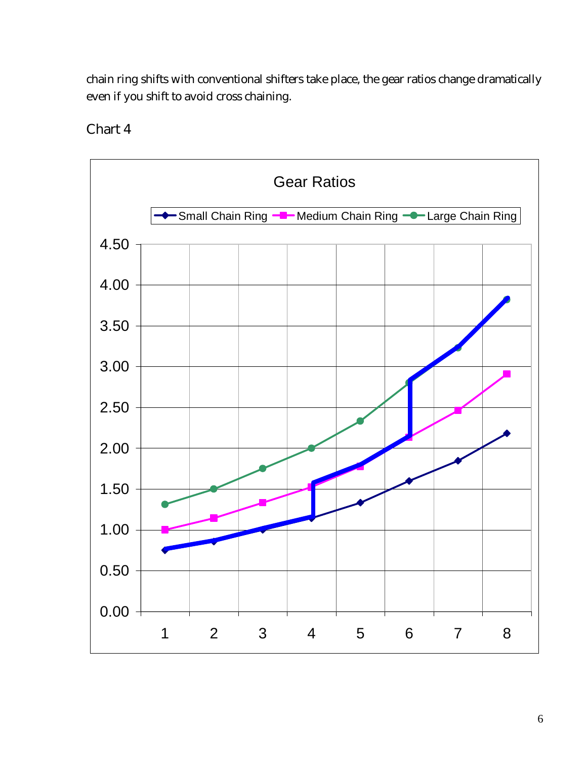chain ring shifts with conventional shifters take place, the gear ratios change dramatically even if you shift to avoid cross chaining.

Chart 4

**Gear Ratios**

Legend: Small Chain Ring, Medium Chain Ring, Large Chain Ring

Y-axis: 0.00, 0.50, 1.00, 1.50, 2.00, 2.50, 3.00, 3.50, 4.00, 4.50

X-axis: 1, 2, 3, 4, 5, 6, 7, 8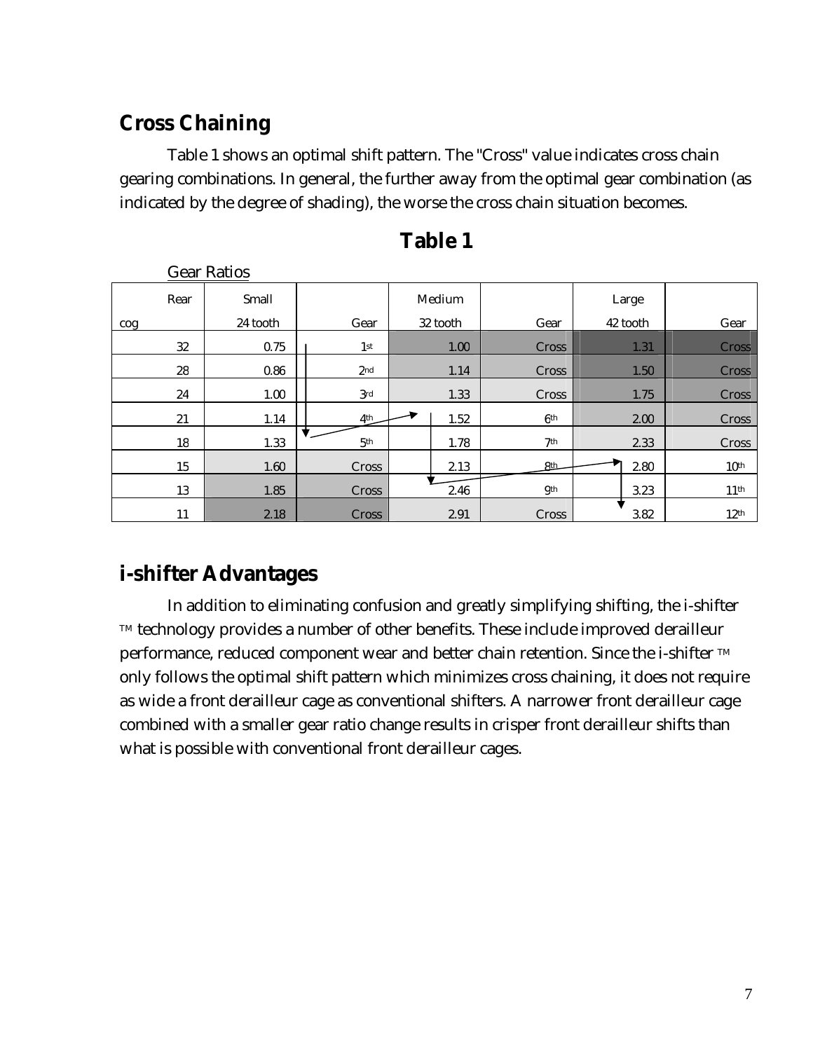## Cross Chaining

Table 1 shows an optimal shift pattern. The "Cross" value indicates cross chain gearing combinations. In general, the further away from the optimal gear combination (as indicated by the degree of shading), the worse the cross chain situation becomes.

## Table 1

Gear Ratios

| Rear cog | Small 24 tooth | Gear | Medium 32 tooth | Gear | Large 42 tooth | Gear |
|---|---|---|---|---|---|---|
| 32 | 0.75 | 1st | 1.00 | Cross | 1.31 | Cross |
| 28 | 0.86 | 2nd | 1.14 | Cross | 1.50 | Cross |
| 24 | 1.00 | 3rd | 1.33 | Cross | 1.75 | Cross |
| 21 | 1.14 | 4th | 1.52 | 6th | 2.00 | Cross |
| 18 | 1.33 | 5th | 1.78 | 7th | 2.33 | Cross |
| 15 | 1.60 | Cross | 2.13 | 8th | 2.80 | 10th |
| 13 | 1.85 | Cross | 2.46 | 9th | 3.23 | 11th |
| 11 | 2.18 | Cross | 2.91 | Cross | 3.82 | 12th |

## i-shifter Advantages

In addition to eliminating confusion and greatly simplifying shifting, the i-shifter ™ technology provides a number of other benefits. These include improved derailleur performance, reduced component wear and better chain retention. Since the i-shifter ™ only follows the optimal shift pattern which minimizes cross chaining, it does not require as wide a front derailleur cage as conventional shifters. A narrower front derailleur cage combined with a smaller gear ratio change results in crisper front derailleur shifts than what is possible with conventional front derailleur cages.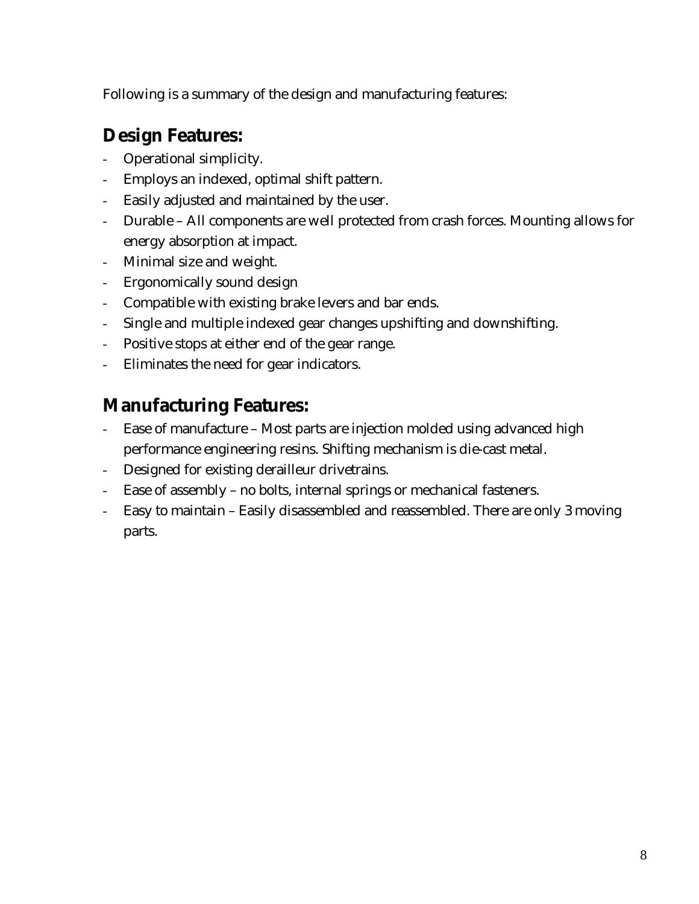Following is a summary of the design and manufacturing features:

## Design Features:

- Operational simplicity.
- Employs an indexed, optimal shift pattern.
- Easily adjusted and maintained by the user.
- Durable – All components are well protected from crash forces. Mounting allows for energy absorption at impact.
- Minimal size and weight.
- Ergonomically sound design
- Compatible with existing brake levers and bar ends.
- Single and multiple indexed gear changes upshifting and downshifting.
- Positive stops at either end of the gear range.
- Eliminates the need for gear indicators.

## Manufacturing Features:

- Ease of manufacture – Most parts are injection molded using advanced high performance engineering resins. Shifting mechanism is die-cast metal.
- Designed for existing derailleur drivetrains.
- Ease of assembly – no bolts, internal springs or mechanical fasteners.
- Easy to maintain – Easily disassembled and reassembled. There are only 3 moving parts.